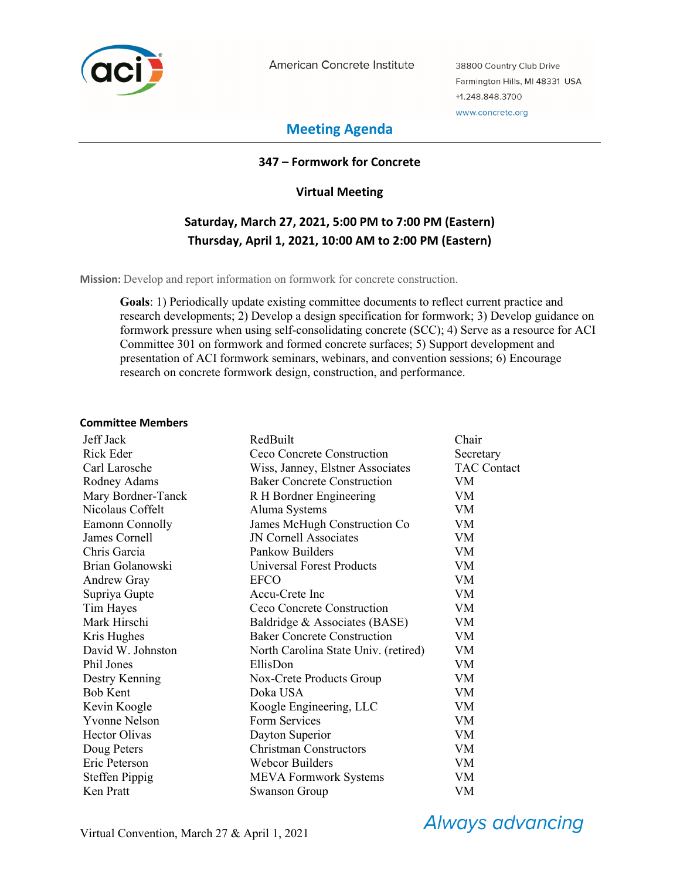American Concrete Institute

38800 Country Club Drive
Farmington Hills, MI 48331 USA
+1.248.848.3700
www.concrete.org

# Meeting Agenda

## 347 – Formwork for Concrete

**Virtual Meeting**

**Saturday, March 27, 2021, 5:00 PM to 7:00 PM (Eastern)**
**Thursday, April 1, 2021, 10:00 AM to 2:00 PM (Eastern)**

**Mission:** Develop and report information on formwork for concrete construction.

**Goals**: 1) Periodically update existing committee documents to reflect current practice and research developments; 2) Develop a design specification for formwork; 3) Develop guidance on formwork pressure when using self-consolidating concrete (SCC); 4) Serve as a resource for ACI Committee 301 on formwork and formed concrete surfaces; 5) Support development and presentation of ACI formwork seminars, webinars, and convention sessions; 6) Encourage research on concrete formwork design, construction, and performance.

**Committee Members**

| | | |
|---|---|---|
| Jeff Jack | RedBuilt | Chair |
| Rick Eder | Ceco Concrete Construction | Secretary |
| Carl Larosche | Wiss, Janney, Elstner Associates | TAC Contact |
| Rodney Adams | Baker Concrete Construction | VM |
| Mary Bordner-Tanck | R H Bordner Engineering | VM |
| Nicolaus Coffelt | Aluma Systems | VM |
| Eamonn Connolly | James McHugh Construction Co | VM |
| James Cornell | JN Cornell Associates | VM |
| Chris Garcia | Pankow Builders | VM |
| Brian Golanowski | Universal Forest Products | VM |
| Andrew Gray | EFCO | VM |
| Supriya Gupte | Accu-Crete Inc | VM |
| Tim Hayes | Ceco Concrete Construction | VM |
| Mark Hirschi | Baldridge & Associates (BASE) | VM |
| Kris Hughes | Baker Concrete Construction | VM |
| David W. Johnston | North Carolina State Univ. (retired) | VM |
| Phil Jones | EllisDon | VM |
| Destry Kenning | Nox-Crete Products Group | VM |
| Bob Kent | Doka USA | VM |
| Kevin Koogle | Koogle Engineering, LLC | VM |
| Yvonne Nelson | Form Services | VM |
| Hector Olivas | Dayton Superior | VM |
| Doug Peters | Christman Constructors | VM |
| Eric Peterson | Webcor Builders | VM |
| Steffen Pippig | MEVA Formwork Systems | VM |
| Ken Pratt | Swanson Group | VM |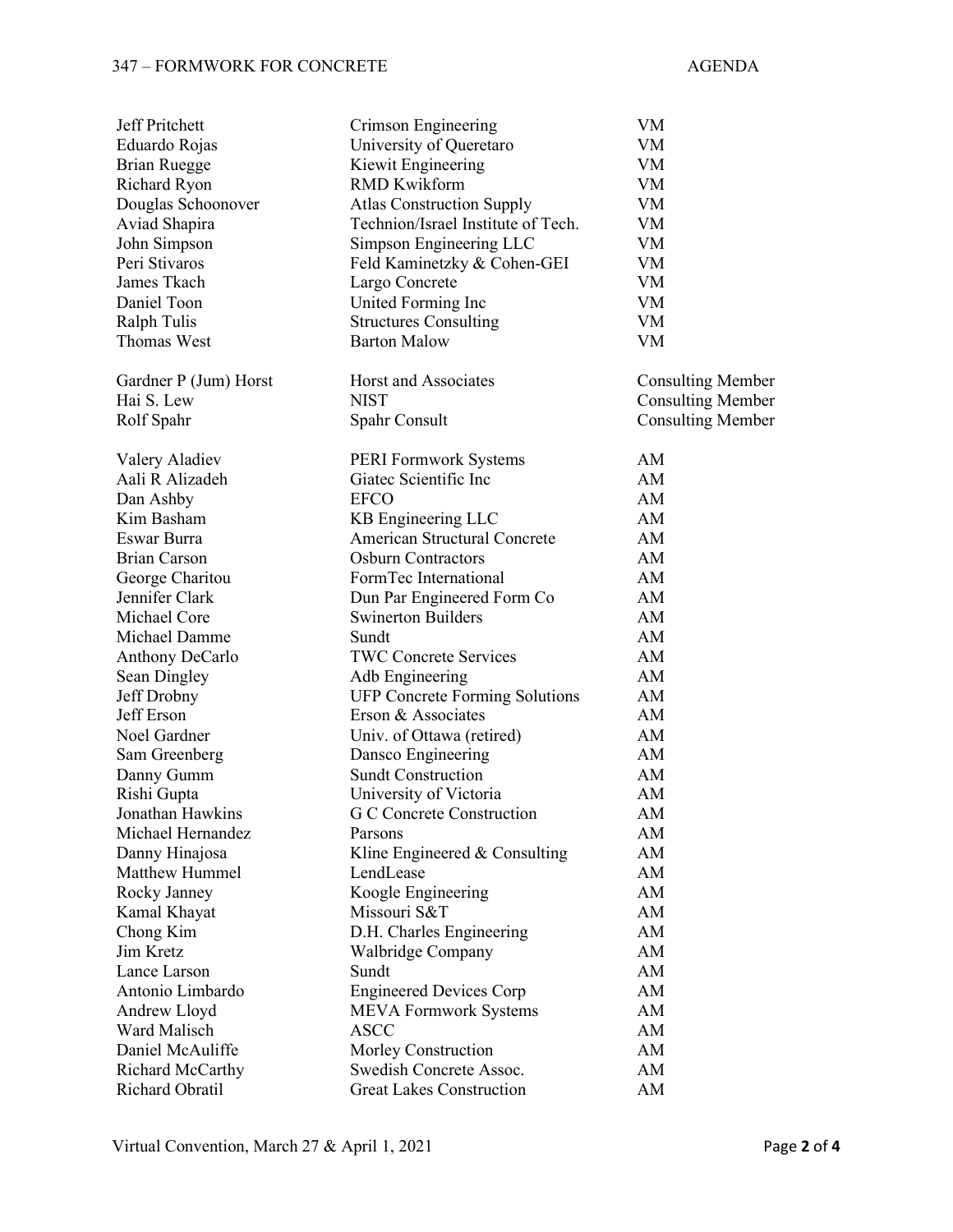| | | |
|---|---|---|
| Jeff Pritchett | Crimson Engineering | VM |
| Eduardo Rojas | University of Queretaro | VM |
| Brian Ruegge | Kiewit Engineering | VM |
| Richard Ryon | RMD Kwikform | VM |
| Douglas Schoonover | Atlas Construction Supply | VM |
| Aviad Shapira | Technion/Israel Institute of Tech. | VM |
| John Simpson | Simpson Engineering LLC | VM |
| Peri Stivaros | Feld Kaminetzky & Cohen-GEI | VM |
| James Tkach | Largo Concrete | VM |
| Daniel Toon | United Forming Inc | VM |
| Ralph Tulis | Structures Consulting | VM |
| Thomas West | Barton Malow | VM |
| | | |
| Gardner P (Jum) Horst | Horst and Associates | Consulting Member |
| Hai S. Lew | NIST | Consulting Member |
| Rolf Spahr | Spahr Consult | Consulting Member |
| | | |
| Valery Aladiev | PERI Formwork Systems | AM |
| Aali R Alizadeh | Giatec Scientific Inc | AM |
| Dan Ashby | EFCO | AM |
| Kim Basham | KB Engineering LLC | AM |
| Eswar Burra | American Structural Concrete | AM |
| Brian Carson | Osburn Contractors | AM |
| George Charitou | FormTec International | AM |
| Jennifer Clark | Dun Par Engineered Form Co | AM |
| Michael Core | Swinerton Builders | AM |
| Michael Damme | Sundt | AM |
| Anthony DeCarlo | TWC Concrete Services | AM |
| Sean Dingley | Adb Engineering | AM |
| Jeff Drobny | UFP Concrete Forming Solutions | AM |
| Jeff Erson | Erson & Associates | AM |
| Noel Gardner | Univ. of Ottawa (retired) | AM |
| Sam Greenberg | Dansco Engineering | AM |
| Danny Gumm | Sundt Construction | AM |
| Rishi Gupta | University of Victoria | AM |
| Jonathan Hawkins | G C Concrete Construction | AM |
| Michael Hernandez | Parsons | AM |
| Danny Hinajosa | Kline Engineered & Consulting | AM |
| Matthew Hummel | LendLease | AM |
| Rocky Janney | Koogle Engineering | AM |
| Kamal Khayat | Missouri S&T | AM |
| Chong Kim | D.H. Charles Engineering | AM |
| Jim Kretz | Walbridge Company | AM |
| Lance Larson | Sundt | AM |
| Antonio Limbardo | Engineered Devices Corp | AM |
| Andrew Lloyd | MEVA Formwork Systems | AM |
| Ward Malisch | ASCC | AM |
| Daniel McAuliffe | Morley Construction | AM |
| Richard McCarthy | Swedish Concrete Assoc. | AM |
| Richard Obratil | Great Lakes Construction | AM |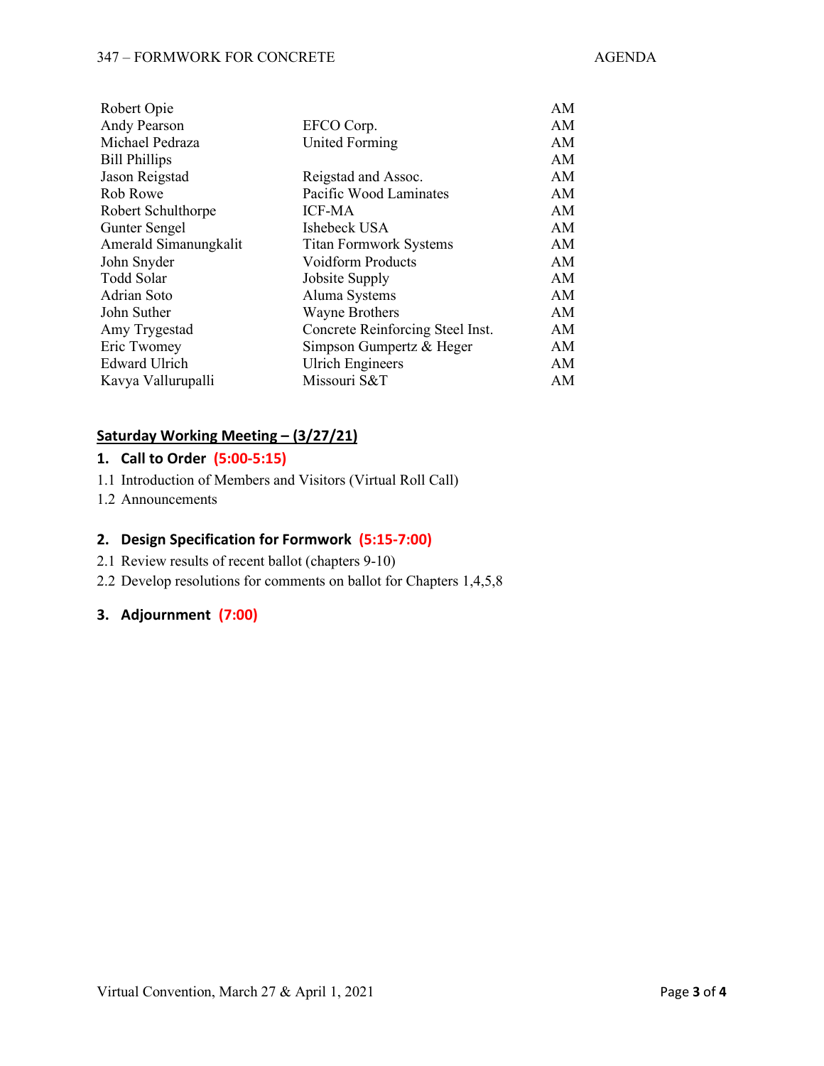| | | |
|---|---|---|
| Robert Opie | | AM |
| Andy Pearson | EFCO Corp. | AM |
| Michael Pedraza | United Forming | AM |
| Bill Phillips | | AM |
| Jason Reigstad | Reigstad and Assoc. | AM |
| Rob Rowe | Pacific Wood Laminates | AM |
| Robert Schulthorpe | ICF-MA | AM |
| Gunter Sengel | Ishebeck USA | AM |
| Amerald Simanungkalit | Titan Formwork Systems | AM |
| John Snyder | Voidform Products | AM |
| Todd Solar | Jobsite Supply | AM |
| Adrian Soto | Aluma Systems | AM |
| John Suther | Wayne Brothers | AM |
| Amy Trygestad | Concrete Reinforcing Steel Inst. | AM |
| Eric Twomey | Simpson Gumpertz & Heger | AM |
| Edward Ulrich | Ulrich Engineers | AM |
| Kavya Vallurupalli | Missouri S&T | AM |

## Saturday Working Meeting – (3/27/21)

### 1. Call to Order (5:00-5:15)

1.1 Introduction of Members and Visitors (Virtual Roll Call)

1.2 Announcements

### 2. Design Specification for Formwork (5:15-7:00)

2.1 Review results of recent ballot (chapters 9-10)

2.2 Develop resolutions for comments on ballot for Chapters 1,4,5,8

### 3. Adjournment (7:00)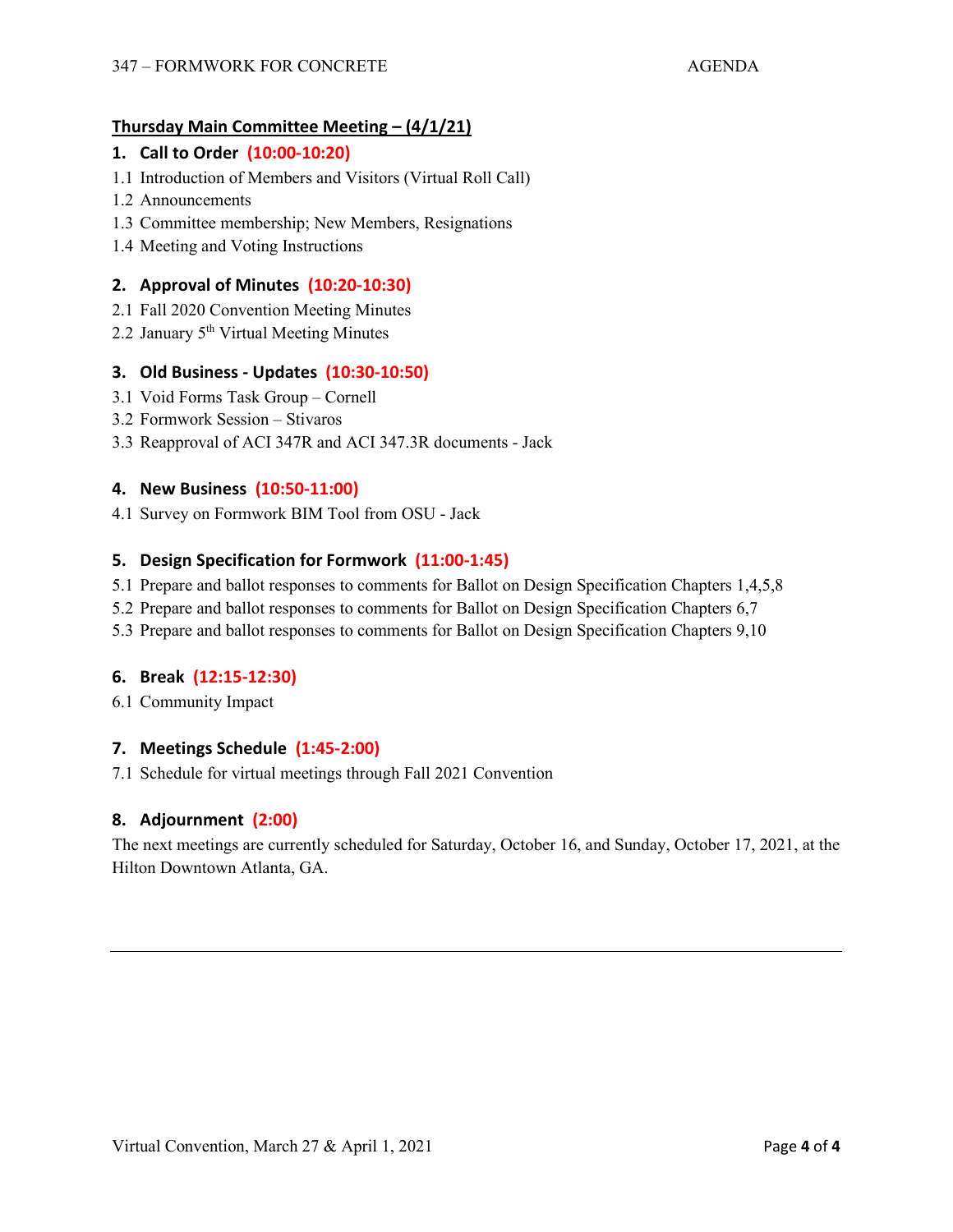## Thursday Main Committee Meeting – (4/1/21)

### 1. Call to Order (10:00-10:20)

1.1 Introduction of Members and Visitors (Virtual Roll Call)
1.2 Announcements
1.3 Committee membership; New Members, Resignations
1.4 Meeting and Voting Instructions

### 2. Approval of Minutes (10:20-10:30)

2.1 Fall 2020 Convention Meeting Minutes
2.2 January 5th Virtual Meeting Minutes

### 3. Old Business - Updates (10:30-10:50)

3.1 Void Forms Task Group – Cornell
3.2 Formwork Session – Stivaros
3.3 Reapproval of ACI 347R and ACI 347.3R documents - Jack

### 4. New Business (10:50-11:00)

4.1 Survey on Formwork BIM Tool from OSU - Jack

### 5. Design Specification for Formwork (11:00-1:45)

5.1 Prepare and ballot responses to comments for Ballot on Design Specification Chapters 1,4,5,8
5.2 Prepare and ballot responses to comments for Ballot on Design Specification Chapters 6,7
5.3 Prepare and ballot responses to comments for Ballot on Design Specification Chapters 9,10

### 6. Break (12:15-12:30)

6.1 Community Impact

### 7. Meetings Schedule (1:45-2:00)

7.1 Schedule for virtual meetings through Fall 2021 Convention

### 8. Adjournment (2:00)

The next meetings are currently scheduled for Saturday, October 16, and Sunday, October 17, 2021, at the Hilton Downtown Atlanta, GA.